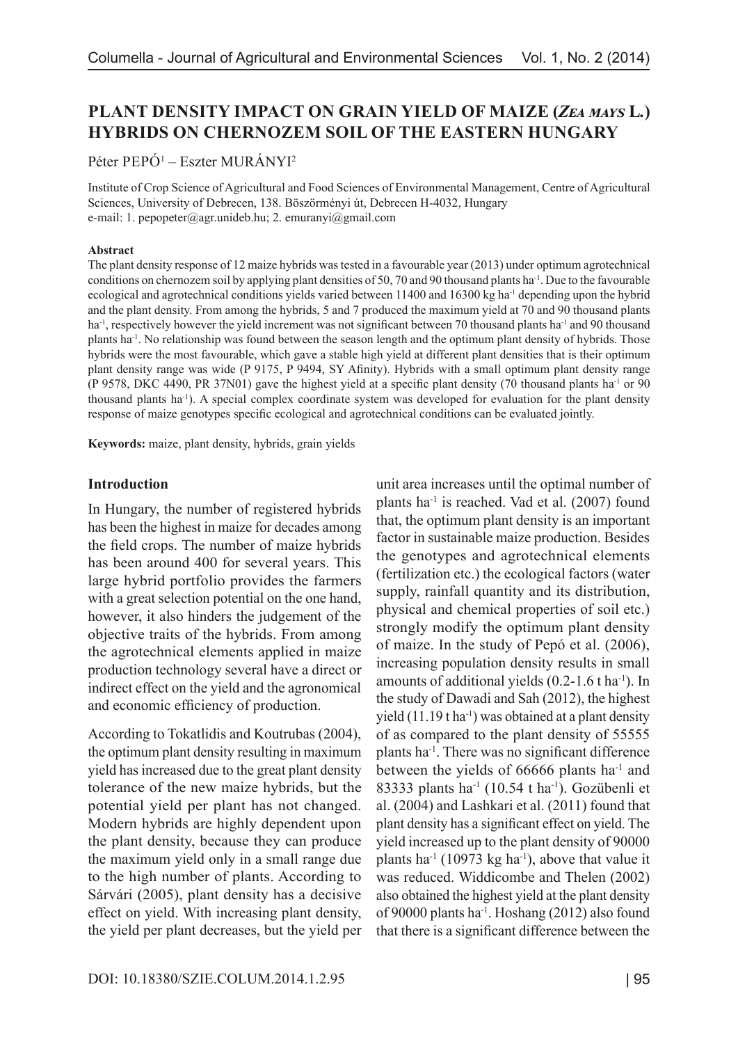# PLANT DENSITY IMPACT ON GRAIN YIELD OF MAIZE (*ZEA MAYS* L.) HYBRIDS ON CHERNOZEM SOIL OF THE EASTERN HUNGARY

Péter PEPÓ[1] – Eszter MURÁNYI[2]

Institute of Crop Science of Agricultural and Food Sciences of Environmental Management, Centre of Agricultural Sciences, University of Debrecen, 138. Böszörményi út, Debrecen H-4032, Hungary
e-mail: 1. pepopeter@agr.unideb.hu; 2. emuranyi@gmail.com

**Abstract**

The plant density response of 12 maize hybrids was tested in a favourable year (2013) under optimum agrotechnical conditions on chernozem soil by applying plant densities of 50, 70 and 90 thousand plants ha$^{-1}$. Due to the favourable ecological and agrotechnical conditions yields varied between 11400 and 16300 kg ha$^{-1}$ depending upon the hybrid and the plant density. From among the hybrids, 5 and 7 produced the maximum yield at 70 and 90 thousand plants ha$^{-1}$, respectively however the yield increment was not significant between 70 thousand plants ha$^{-1}$ and 90 thousand plants ha$^{-1}$. No relationship was found between the season length and the optimum plant density of hybrids. Those hybrids were the most favourable, which gave a stable high yield at different plant densities that is their optimum plant density range was wide (P 9175, P 9494, SY Afinity). Hybrids with a small optimum plant density range (P 9578, DKC 4490, PR 37N01) gave the highest yield at a specific plant density (70 thousand plants ha$^{-1}$ or 90 thousand plants ha$^{-1}$). A special complex coordinate system was developed for evaluation for the plant density response of maize genotypes specific ecological and agrotechnical conditions can be evaluated jointly.

**Keywords:** maize, plant density, hybrids, grain yields

## Introduction

In Hungary, the number of registered hybrids has been the highest in maize for decades among the field crops. The number of maize hybrids has been around 400 for several years. This large hybrid portfolio provides the farmers with a great selection potential on the one hand, however, it also hinders the judgement of the objective traits of the hybrids. From among the agrotechnical elements applied in maize production technology several have a direct or indirect effect on the yield and the agronomical and economic efficiency of production.

According to Tokatlidis and Koutrubas (2004), the optimum plant density resulting in maximum yield has increased due to the great plant density tolerance of the new maize hybrids, but the potential yield per plant has not changed. Modern hybrids are highly dependent upon the plant density, because they can produce the maximum yield only in a small range due to the high number of plants. According to Sárvári (2005), plant density has a decisive effect on yield. With increasing plant density, the yield per plant decreases, but the yield per unit area increases until the optimal number of plants ha$^{-1}$ is reached. Vad et al. (2007) found that, the optimum plant density is an important factor in sustainable maize production. Besides the genotypes and agrotechnical elements (fertilization etc.) the ecological factors (water supply, rainfall quantity and its distribution, physical and chemical properties of soil etc.) strongly modify the optimum plant density of maize. In the study of Pepó et al. (2006), increasing population density results in small amounts of additional yields (0.2-1.6 t ha$^{-1}$). In the study of Dawadi and Sah (2012), the highest yield (11.19 t ha$^{-1}$) was obtained at a plant density of as compared to the plant density of 55555 plants ha$^{-1}$. There was no significant difference between the yields of 66666 plants ha$^{-1}$ and 83333 plants ha$^{-1}$ (10.54 t ha$^{-1}$). Gozübenli et al. (2004) and Lashkari et al. (2011) found that plant density has a significant effect on yield. The yield increased up to the plant density of 90000 plants ha$^{-1}$ (10973 kg ha$^{-1}$), above that value it was reduced. Widdicombe and Thelen (2002) also obtained the highest yield at the plant density of 90000 plants ha$^{-1}$. Hoshang (2012) also found that there is a significant difference between the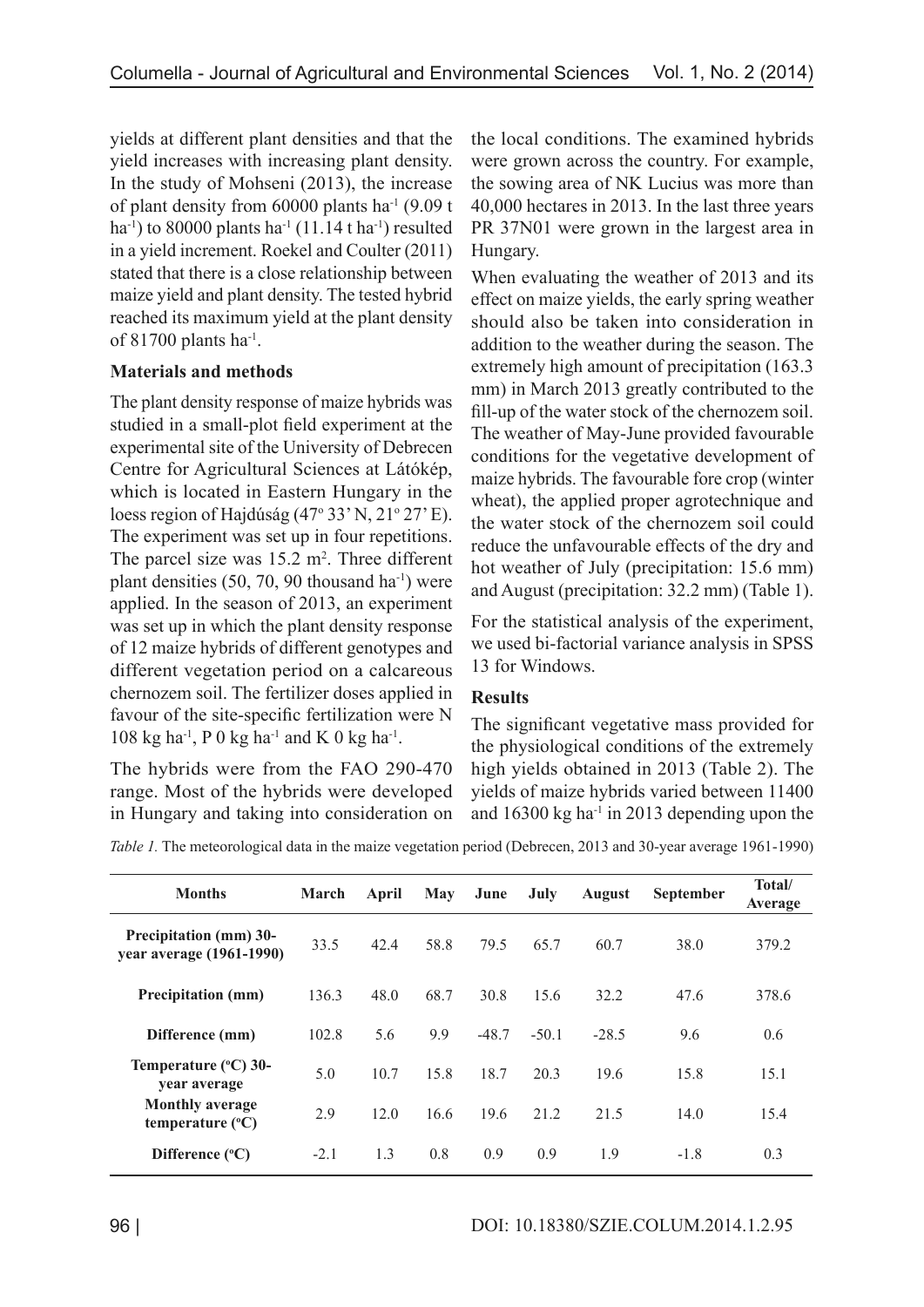yields at different plant densities and that the yield increases with increasing plant density. In the study of Mohseni (2013), the increase of plant density from 60000 plants ha$^{-1}$ (9.09 t ha$^{-1}$) to 80000 plants ha$^{-1}$ (11.14 t ha$^{-1}$) resulted in a yield increment. Roekel and Coulter (2011) stated that there is a close relationship between maize yield and plant density. The tested hybrid reached its maximum yield at the plant density of 81700 plants ha$^{-1}$.

**Materials and methods**

The plant density response of maize hybrids was studied in a small-plot field experiment at the experimental site of the University of Debrecen Centre for Agricultural Sciences at Látókép, which is located in Eastern Hungary in the loess region of Hajdúság (47° 33' N, 21° 27' E). The experiment was set up in four repetitions. The parcel size was 15.2 m$^2$. Three different plant densities (50, 70, 90 thousand ha$^{-1}$) were applied. In the season of 2013, an experiment was set up in which the plant density response of 12 maize hybrids of different genotypes and different vegetation period on a calcareous chernozem soil. The fertilizer doses applied in favour of the site-specific fertilization were N 108 kg ha$^{-1}$, P 0 kg ha$^{-1}$ and K 0 kg ha$^{-1}$.

The hybrids were from the FAO 290-470 range. Most of the hybrids were developed in Hungary and taking into consideration on the local conditions. The examined hybrids were grown across the country. For example, the sowing area of NK Lucius was more than 40,000 hectares in 2013. In the last three years PR 37N01 were grown in the largest area in Hungary.

When evaluating the weather of 2013 and its effect on maize yields, the early spring weather should also be taken into consideration in addition to the weather during the season. The extremely high amount of precipitation (163.3 mm) in March 2013 greatly contributed to the fill-up of the water stock of the chernozem soil. The weather of May-June provided favourable conditions for the vegetative development of maize hybrids. The favourable fore crop (winter wheat), the applied proper agrotechnique and the water stock of the chernozem soil could reduce the unfavourable effects of the dry and hot weather of July (precipitation: 15.6 mm) and August (precipitation: 32.2 mm) (Table 1).

For the statistical analysis of the experiment, we used bi-factorial variance analysis in SPSS 13 for Windows.

**Results**

The significant vegetative mass provided for the physiological conditions of the extremely high yields obtained in 2013 (Table 2). The yields of maize hybrids varied between 11400 and 16300 kg ha$^{-1}$ in 2013 depending upon the

*Table 1.* The meteorological data in the maize vegetation period (Debrecen, 2013 and 30-year average 1961-1990)

| Months | March | April | May | June | July | August | September | Total/ Average |
|---|---|---|---|---|---|---|---|---|
| **Precipitation (mm) 30-year average (1961-1990)** | 33.5 | 42.4 | 58.8 | 79.5 | 65.7 | 60.7 | 38.0 | 379.2 |
| **Precipitation (mm)** | 136.3 | 48.0 | 68.7 | 30.8 | 15.6 | 32.2 | 47.6 | 378.6 |
| **Difference (mm)** | 102.8 | 5.6 | 9.9 | -48.7 | -50.1 | -28.5 | 9.6 | 0.6 |
| **Temperature (°C) 30-year average** | 5.0 | 10.7 | 15.8 | 18.7 | 20.3 | 19.6 | 15.8 | 15.1 |
| **Monthly average temperature (°C)** | 2.9 | 12.0 | 16.6 | 19.6 | 21.2 | 21.5 | 14.0 | 15.4 |
| **Difference (°C)** | -2.1 | 1.3 | 0.8 | 0.9 | 0.9 | 1.9 | -1.8 | 0.3 |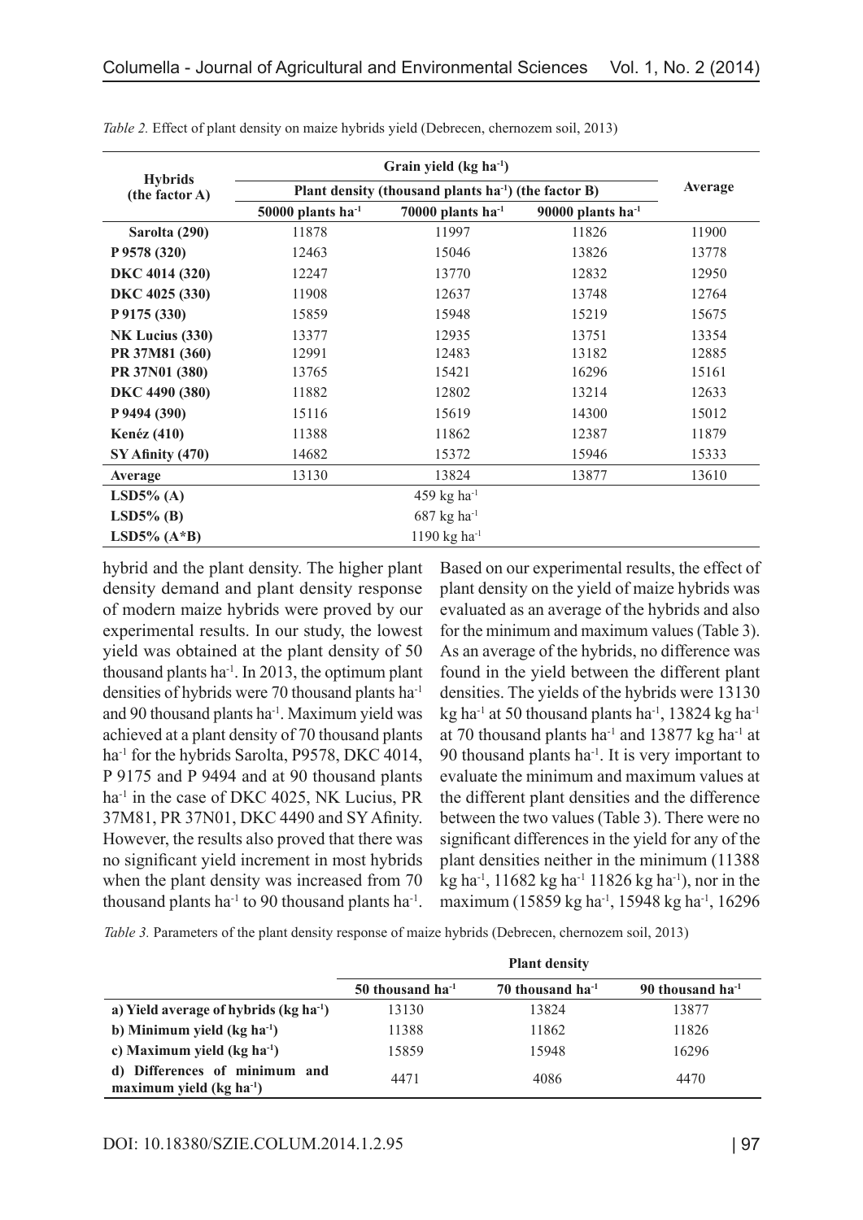*Table 2.* Effect of plant density on maize hybrids yield (Debrecen, chernozem soil, 2013)

| Hybrids (the factor A) | Grain yield (kg ha$^{-1}$) | | | |
|---|---|---|---|---|
| | Plant density (thousand plants ha$^{-1}$) (the factor B) | | | Average |
| | 50000 plants ha$^{-1}$ | 70000 plants ha$^{-1}$ | 90000 plants ha$^{-1}$ | |
| **Sarolta (290)** | 11878 | 11997 | 11826 | 11900 |
| **P 9578 (320)** | 12463 | 15046 | 13826 | 13778 |
| **DKC 4014 (320)** | 12247 | 13770 | 12832 | 12950 |
| **DKC 4025 (330)** | 11908 | 12637 | 13748 | 12764 |
| **P 9175 (330)** | 15859 | 15948 | 15219 | 15675 |
| **NK Lucius (330)** | 13377 | 12935 | 13751 | 13354 |
| **PR 37M81 (360)** | 12991 | 12483 | 13182 | 12885 |
| **PR 37N01 (380)** | 13765 | 15421 | 16296 | 15161 |
| **DKC 4490 (380)** | 11882 | 12802 | 13214 | 12633 |
| **P 9494 (390)** | 15116 | 15619 | 14300 | 15012 |
| **Kenéz (410)** | 11388 | 11862 | 12387 | 11879 |
| **SY Afinity (470)** | 14682 | 15372 | 15946 | 15333 |
| **Average** | 13130 | 13824 | 13877 | 13610 |
| **LSD5% (A)** | | 459 kg ha$^{-1}$ | | |
| **LSD5% (B)** | | 687 kg ha$^{-1}$ | | |
| **LSD5% (A*B)** | | 1190 kg ha$^{-1}$ | | |

hybrid and the plant density. The higher plant density demand and plant density response of modern maize hybrids were proved by our experimental results. In our study, the lowest yield was obtained at the plant density of 50 thousand plants ha$^{-1}$. In 2013, the optimum plant densities of hybrids were 70 thousand plants ha$^{-1}$ and 90 thousand plants ha$^{-1}$. Maximum yield was achieved at a plant density of 70 thousand plants ha$^{-1}$ for the hybrids Sarolta, P9578, DKC 4014, P 9175 and P 9494 and at 90 thousand plants ha$^{-1}$ in the case of DKC 4025, NK Lucius, PR 37M81, PR 37N01, DKC 4490 and SY Afinity. However, the results also proved that there was no significant yield increment in most hybrids when the plant density was increased from 70 thousand plants ha$^{-1}$ to 90 thousand plants ha$^{-1}$.

Based on our experimental results, the effect of plant density on the yield of maize hybrids was evaluated as an average of the hybrids and also for the minimum and maximum values (Table 3). As an average of the hybrids, no difference was found in the yield between the different plant densities. The yields of the hybrids were 13130 kg ha$^{-1}$ at 50 thousand plants ha$^{-1}$, 13824 kg ha$^{-1}$ at 70 thousand plants ha$^{-1}$ and 13877 kg ha$^{-1}$ at 90 thousand plants ha$^{-1}$. It is very important to evaluate the minimum and maximum values at the different plant densities and the difference between the two values (Table 3). There were no significant differences in the yield for any of the plant densities neither in the minimum (11388 kg ha$^{-1}$, 11682 kg ha$^{-1}$ 11826 kg ha$^{-1}$), nor in the maximum (15859 kg ha$^{-1}$, 15948 kg ha$^{-1}$, 16296

*Table 3.* Parameters of the plant density response of maize hybrids (Debrecen, chernozem soil, 2013)

| | Plant density | | |
|---|---|---|---|
| | 50 thousand ha$^{-1}$ | 70 thousand ha$^{-1}$ | 90 thousand ha$^{-1}$ |
| **a) Yield average of hybrids (kg ha$^{-1}$)** | 13130 | 13824 | 13877 |
| **b) Minimum yield (kg ha$^{-1}$)** | 11388 | 11862 | 11826 |
| **c) Maximum yield (kg ha$^{-1}$)** | 15859 | 15948 | 16296 |
| **d) Differences of minimum and maximum yield (kg ha$^{-1}$)** | 4471 | 4086 | 4470 |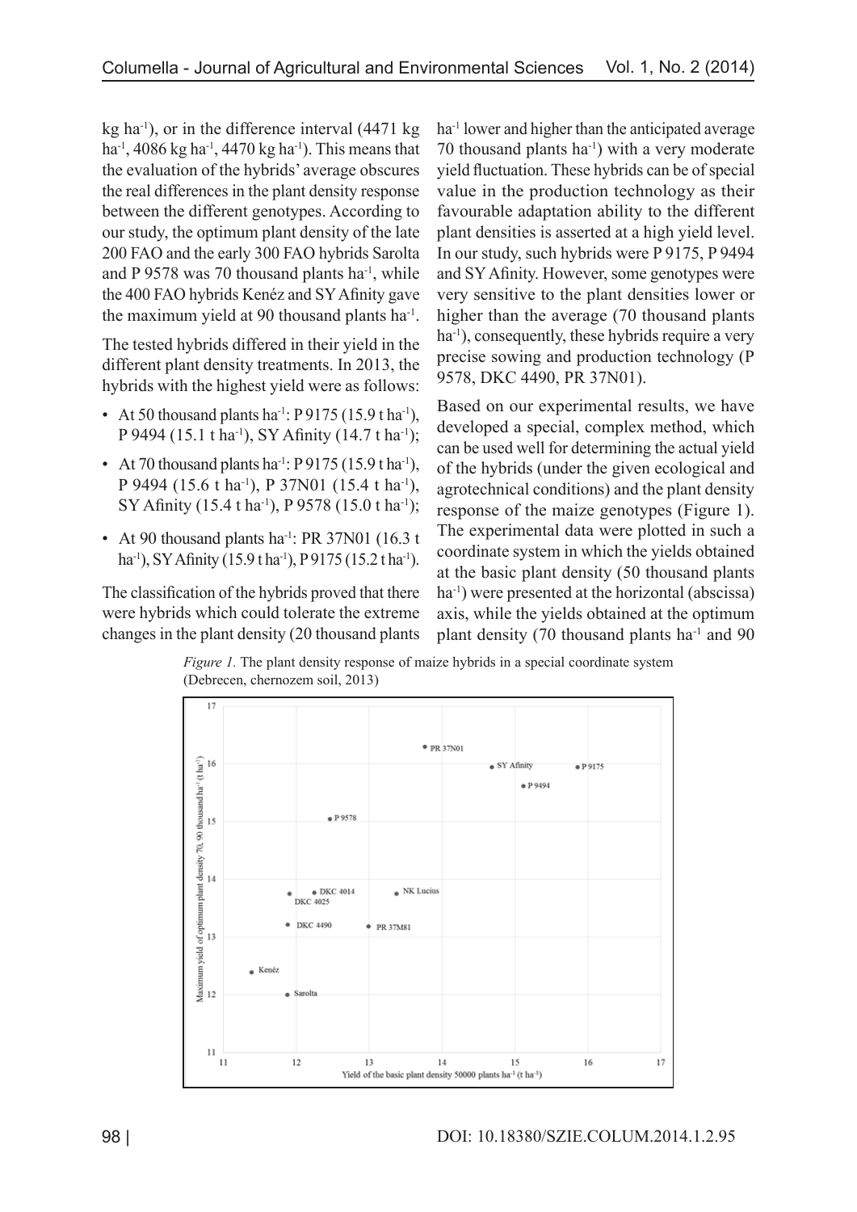kg ha$^{-1}$), or in the difference interval (4471 kg ha$^{-1}$, 4086 kg ha$^{-1}$, 4470 kg ha$^{-1}$). This means that the evaluation of the hybrids' average obscures the real differences in the plant density response between the different genotypes. According to our study, the optimum plant density of the late 200 FAO and the early 300 FAO hybrids Sarolta and P 9578 was 70 thousand plants ha$^{-1}$, while the 400 FAO hybrids Kenéz and SY Afinity gave the maximum yield at 90 thousand plants ha$^{-1}$.

The tested hybrids differed in their yield in the different plant density treatments. In 2013, the hybrids with the highest yield were as follows:

- At 50 thousand plants ha$^{-1}$: P 9175 (15.9 t ha$^{-1}$), P 9494 (15.1 t ha$^{-1}$), SY Afinity (14.7 t ha$^{-1}$);
- At 70 thousand plants ha$^{-1}$: P 9175 (15.9 t ha$^{-1}$), P 9494 (15.6 t ha$^{-1}$), P 37N01 (15.4 t ha$^{-1}$), SY Afinity (15.4 t ha$^{-1}$), P 9578 (15.0 t ha$^{-1}$);
- At 90 thousand plants ha$^{-1}$: PR 37N01 (16.3 t ha$^{-1}$), SY Afinity (15.9 t ha$^{-1}$), P 9175 (15.2 t ha$^{-1}$).

The classification of the hybrids proved that there were hybrids which could tolerate the extreme changes in the plant density (20 thousand plants ha$^{-1}$ lower and higher than the anticipated average 70 thousand plants ha$^{-1}$) with a very moderate yield fluctuation. These hybrids can be of special value in the production technology as their favourable adaptation ability to the different plant densities is asserted at a high yield level. In our study, such hybrids were P 9175, P 9494 and SY Afinity. However, some genotypes were very sensitive to the plant densities lower or higher than the average (70 thousand plants ha$^{-1}$), consequently, these hybrids require a very precise sowing and production technology (P 9578, DKC 4490, PR 37N01).

Based on our experimental results, we have developed a special, complex method, which can be used well for determining the actual yield of the hybrids (under the given ecological and agrotechnical conditions) and the plant density response of the maize genotypes (Figure 1). The experimental data were plotted in such a coordinate system in which the yields obtained at the basic plant density (50 thousand plants ha$^{-1}$) were presented at the horizontal (abscissa) axis, while the yields obtained at the optimum plant density (70 thousand plants ha$^{-1}$ and 90

*Figure 1.* The plant density response of maize hybrids in a special coordinate system (Debrecen, chernozem soil, 2013)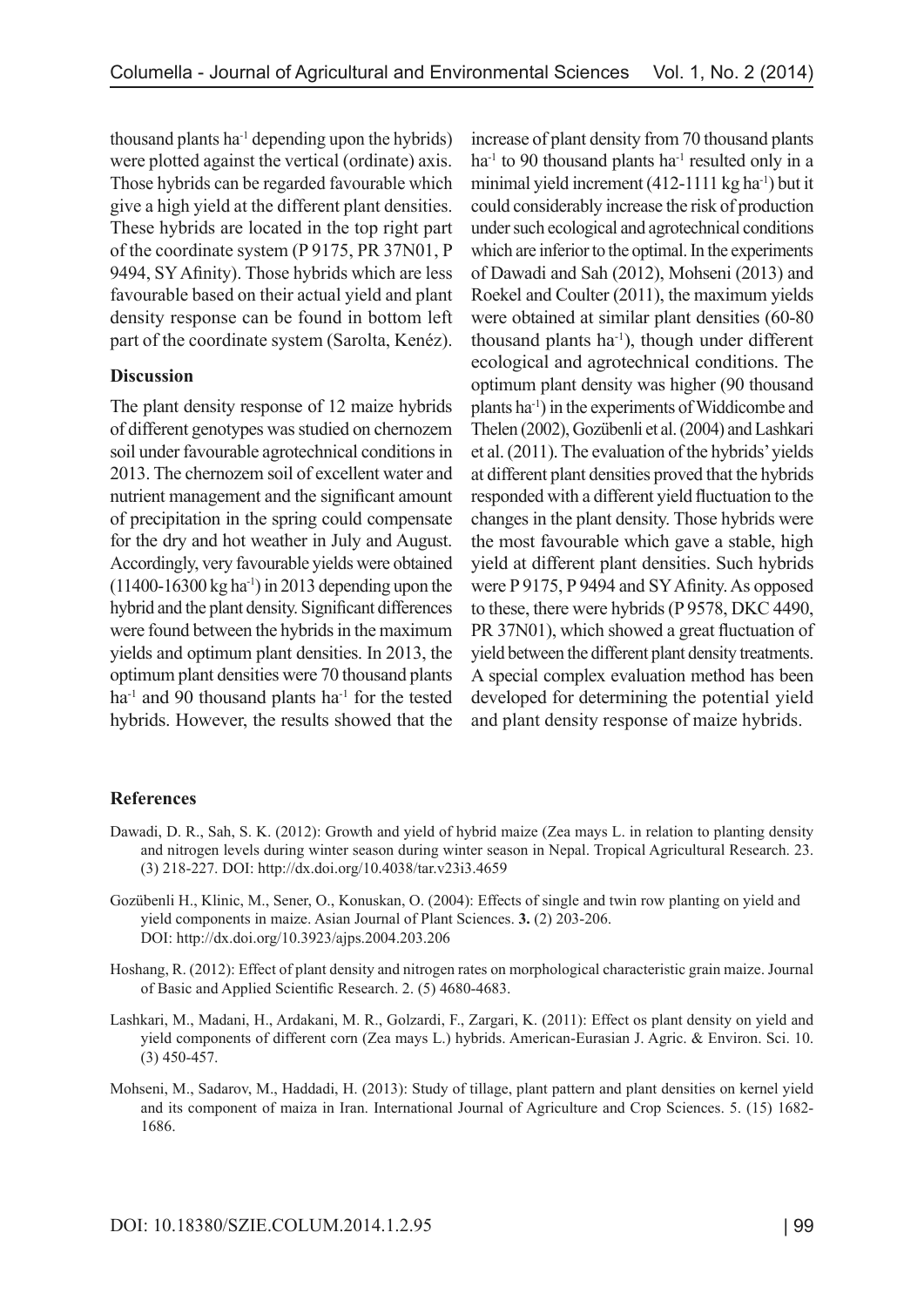thousand plants $ha^{-1}$ depending upon the hybrids) were plotted against the vertical (ordinate) axis. Those hybrids can be regarded favourable which give a high yield at the different plant densities. These hybrids are located in the top right part of the coordinate system (P 9175, PR 37N01, P 9494, SY Afinity). Those hybrids which are less favourable based on their actual yield and plant density response can be found in bottom left part of the coordinate system (Sarolta, Kenéz).

## Discussion

The plant density response of 12 maize hybrids of different genotypes was studied on chernozem soil under favourable agrotechnical conditions in 2013. The chernozem soil of excellent water and nutrient management and the significant amount of precipitation in the spring could compensate for the dry and hot weather in July and August. Accordingly, very favourable yields were obtained (11400-16300 kg $ha^{-1}$) in 2013 depending upon the hybrid and the plant density. Significant differences were found between the hybrids in the maximum yields and optimum plant densities. In 2013, the optimum plant densities were 70 thousand plants $ha^{-1}$ and 90 thousand plants $ha^{-1}$ for the tested hybrids. However, the results showed that the increase of plant density from 70 thousand plants $ha^{-1}$ to 90 thousand plants $ha^{-1}$ resulted only in a minimal yield increment (412-1111 kg $ha^{-1}$) but it could considerably increase the risk of production under such ecological and agrotechnical conditions which are inferior to the optimal. In the experiments of Dawadi and Sah (2012), Mohseni (2013) and Roekel and Coulter (2011), the maximum yields were obtained at similar plant densities (60-80 thousand plants $ha^{-1}$), though under different ecological and agrotechnical conditions. The optimum plant density was higher (90 thousand plants $ha^{-1}$) in the experiments of Widdicombe and Thelen (2002), Gozübenli et al. (2004) and Lashkari et al. (2011). The evaluation of the hybrids' yields at different plant densities proved that the hybrids responded with a different yield fluctuation to the changes in the plant density. Those hybrids were the most favourable which gave a stable, high yield at different plant densities. Such hybrids were P 9175, P 9494 and SY Afinity. As opposed to these, there were hybrids (P 9578, DKC 4490, PR 37N01), which showed a great fluctuation of yield between the different plant density treatments. A special complex evaluation method has been developed for determining the potential yield and plant density response of maize hybrids.

## References

Dawadi, D. R., Sah, S. K. (2012): Growth and yield of hybrid maize (Zea mays L. in relation to planting density and nitrogen levels during winter season during winter season in Nepal. Tropical Agricultural Research. 23. (3) 218-227. DOI: http://dx.doi.org/10.4038/tar.v23i3.4659

Gozübenli H., Klinic, M., Sener, O., Konuskan, O. (2004): Effects of single and twin row planting on yield and yield components in maize. Asian Journal of Plant Sciences. **3.** (2) 203-206. DOI: http://dx.doi.org/10.3923/ajps.2004.203.206

Hoshang, R. (2012): Effect of plant density and nitrogen rates on morphological characteristic grain maize. Journal of Basic and Applied Scientific Research. 2. (5) 4680-4683.

Lashkari, M., Madani, H., Ardakani, M. R., Golzardi, F., Zargari, K. (2011): Effect os plant density on yield and yield components of different corn (Zea mays L.) hybrids. American-Eurasian J. Agric. & Environ. Sci. 10. (3) 450-457.

Mohseni, M., Sadarov, M., Haddadi, H. (2013): Study of tillage, plant pattern and plant densities on kernel yield and its component of maiza in Iran. International Journal of Agriculture and Crop Sciences. 5. (15) 1682-1686.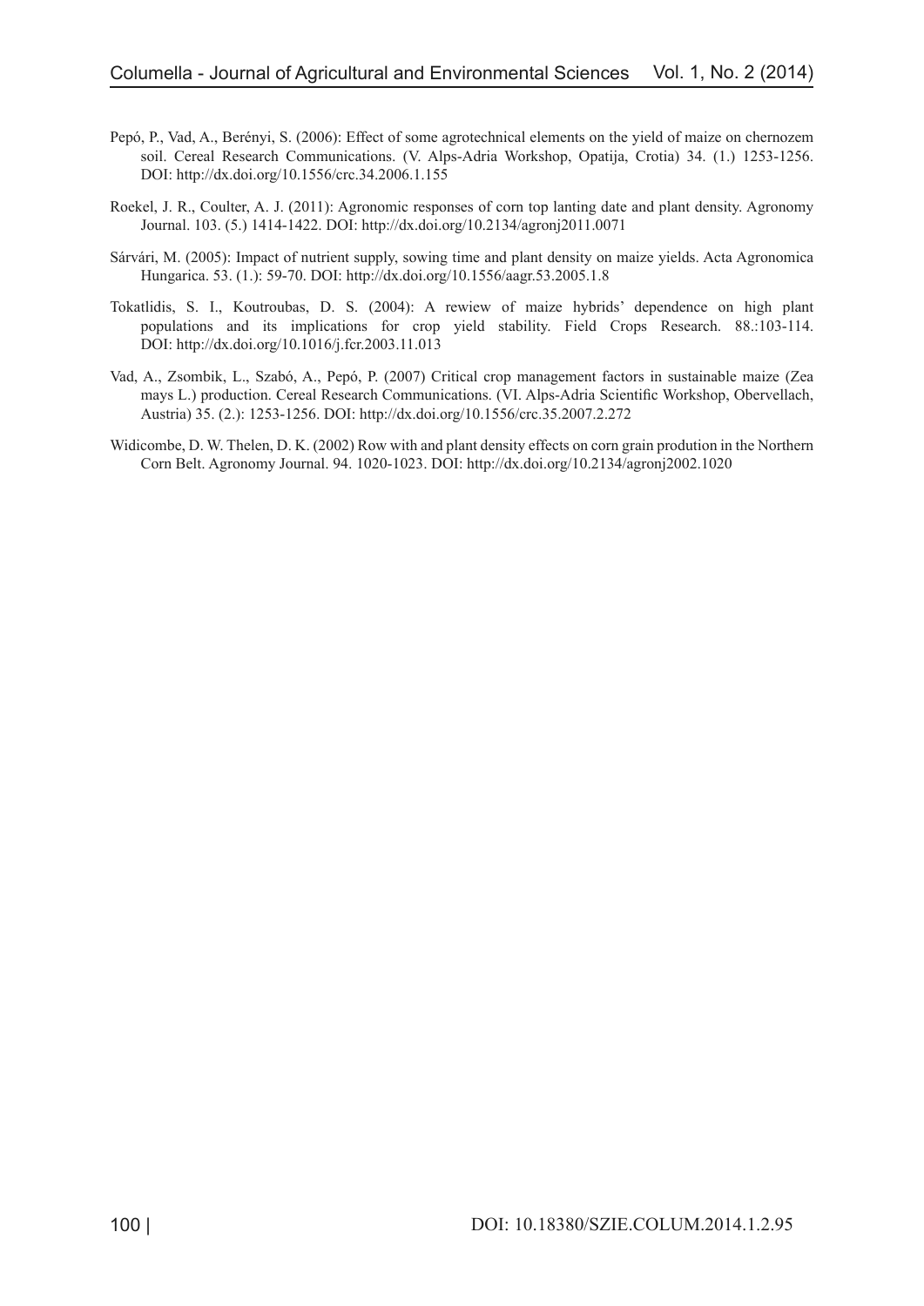Pepó, P., Vad, A., Berényi, S. (2006): Effect of some agrotechnical elements on the yield of maize on chernozem soil. Cereal Research Communications. (V. Alps-Adria Workshop, Opatija, Crotia) 34. (1.) 1253-1256. DOI: http://dx.doi.org/10.1556/crc.34.2006.1.155

Roekel, J. R., Coulter, A. J. (2011): Agronomic responses of corn top lanting date and plant density. Agronomy Journal. 103. (5.) 1414-1422. DOI: http://dx.doi.org/10.2134/agronj2011.0071

Sárvári, M. (2005): Impact of nutrient supply, sowing time and plant density on maize yields. Acta Agronomica Hungarica. 53. (1.): 59-70. DOI: http://dx.doi.org/10.1556/aagr.53.2005.1.8

Tokatlidis, S. I., Koutroubas, D. S. (2004): A rewiew of maize hybrids' dependence on high plant populations and its implications for crop yield stability. Field Crops Research. 88.:103-114. DOI: http://dx.doi.org/10.1016/j.fcr.2003.11.013

Vad, A., Zsombik, L., Szabó, A., Pepó, P. (2007) Critical crop management factors in sustainable maize (Zea mays L.) production. Cereal Research Communications. (VI. Alps-Adria Scientific Workshop, Obervellach, Austria) 35. (2.): 1253-1256. DOI: http://dx.doi.org/10.1556/crc.35.2007.2.272

Widicombe, D. W. Thelen, D. K. (2002) Row with and plant density effects on corn grain prodution in the Northern Corn Belt. Agronomy Journal. 94. 1020-1023. DOI: http://dx.doi.org/10.2134/agronj2002.1020